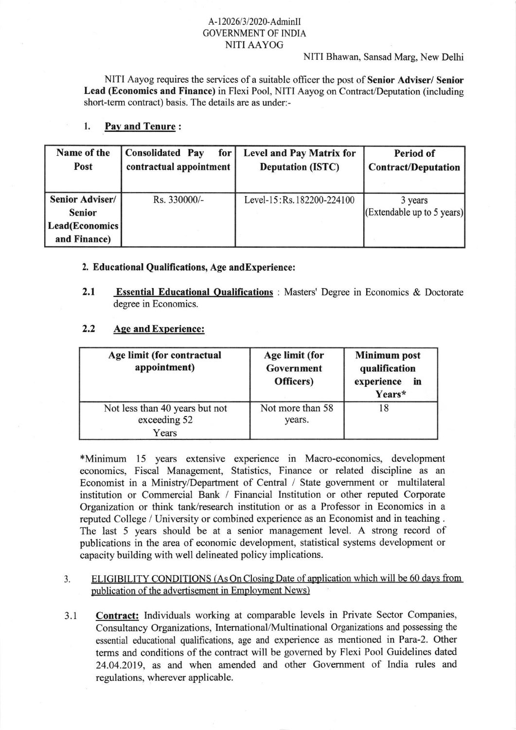A-12026/3/2020-AdminII
GOVERNMENT OF INDIA
NITI AAYOG

NITI Bhawan, Sansad Marg, New Delhi

NITI Aayog requires the services of a suitable officer the post of **Senior Adviser/ Senior Lead (Economics and Finance)** in Flexi Pool, NITI Aayog on Contract/Deputation (including short-term contract) basis. The details are as under:-

1. **Pay and Tenure :**

| Name of the Post | Consolidated Pay for contractual appointment | Level and Pay Matrix for Deputation (ISTC) | Period of Contract/Deputation |
|---|---|---|---|
| **Senior Adviser/ Senior Lead(Economics and Finance)** | Rs. 330000/- | Level-15:Rs.182200-224100 | 3 years (Extendable up to 5 years) |

**2. Educational Qualifications, Age andExperience:**

**2.1** **Essential Educational Qualifications** : Masters' Degree in Economics & Doctorate degree in Economics.

**2.2** **Age and Experience:**

| Age limit (for contractual appointment) | Age limit (for Government Officers) | Minimum post qualification experience in Years* |
|---|---|---|
| Not less than 40 years but not exceeding 52 Years | Not more than 58 years. | 18 |

*Minimum 15 years extensive experience in Macro-economics, development economics, Fiscal Management, Statistics, Finance or related discipline as an Economist in a Ministry/Department of Central / State government or multilateral institution or Commercial Bank / Financial Institution or other reputed Corporate Organization or think tank/research institution or as a Professor in Economics in a reputed College / University or combined experience as an Economist and in teaching . The last 5 years should be at a senior management level. A strong record of publications in the area of economic development, statistical systems development or capacity building with well delineated policy implications.

3. ELIGIBILITY CONDITIONS (As On Closing Date of application which will be 60 days from publication of the advertisement in Employment News)

3.1 **Contract:** Individuals working at comparable levels in Private Sector Companies, Consultancy Organizations, International/Multinational Organizations and possessing the essential educational qualifications, age and experience as mentioned in Para-2. Other terms and conditions of the contract will be governed by Flexi Pool Guidelines dated 24.04.2019, as and when amended and other Government of India rules and regulations, wherever applicable.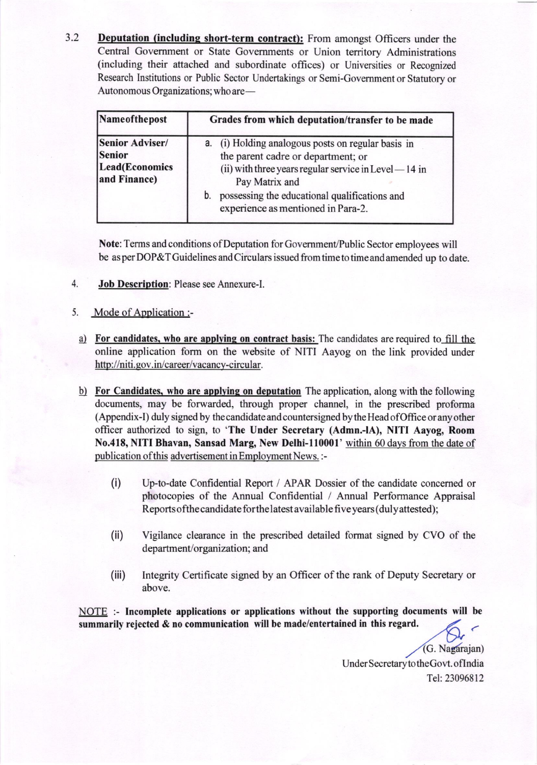3.2 **Deputation (including short-term contract):** From amongst Officers under the Central Government or State Governments or Union territory Administrations (including their attached and subordinate offices) or Universities or Recognized Research Institutions or Public Sector Undertakings or Semi-Government or Statutory or Autonomous Organizations; who are—

| Nameofthepost | Grades from which deputation/transfer to be made |
|---|---|
| **Senior Adviser/ Senior Lead(Economics and Finance)** | a. (i) Holding analogous posts on regular basis in the parent cadre or department; or<br>(ii) with three years regular service in Level — 14 in Pay Matrix and<br>b. possessing the educational qualifications and experience as mentioned in Para-2. |

**Note**: Terms and conditions of Deputation for Government/Public Sector employees will be as per DOP&T Guidelines and Circulars issued from time to time and amended up to date.

4. **Job Description**: Please see Annexure-I.

5. Mode of Application :-

a) **For candidates, who are applying on contract basis:** The candidates are required to fill the online application form on the website of NITI Aayog on the link provided under http://niti.gov.in/career/vacancy-circular.

b) **For Candidates, who are applying on deputation** The application, along with the following documents, may be forwarded, through proper channel, in the prescribed proforma (Appendix-I) duly signed by the candidate and countersigned by the Head of Office or any other officer authorized to sign, to '**The Under Secretary (Admn.-IA), NITI Aayog, Room No.418, NITI Bhavan, Sansad Marg, New Delhi-110001**' within 60 days from the date of publication of this advertisement in Employment News. :-

(i) Up-to-date Confidential Report / APAR Dossier of the candidate concerned or photocopies of the Annual Confidential / Annual Performance Appraisal Reports of the candidate for the latest available five years (duly attested);

(ii) Vigilance clearance in the prescribed detailed format signed by CVO of the department/organization; and

(iii) Integrity Certificate signed by an Officer of the rank of Deputy Secretary or above.

NOTE :- **Incomplete applications or applications without the supporting documents will be summarily rejected & no communication will be made/entertained in this regard.**

(G. Nagarajan)
Under Secretary to the Govt. of India
Tel: 23096812